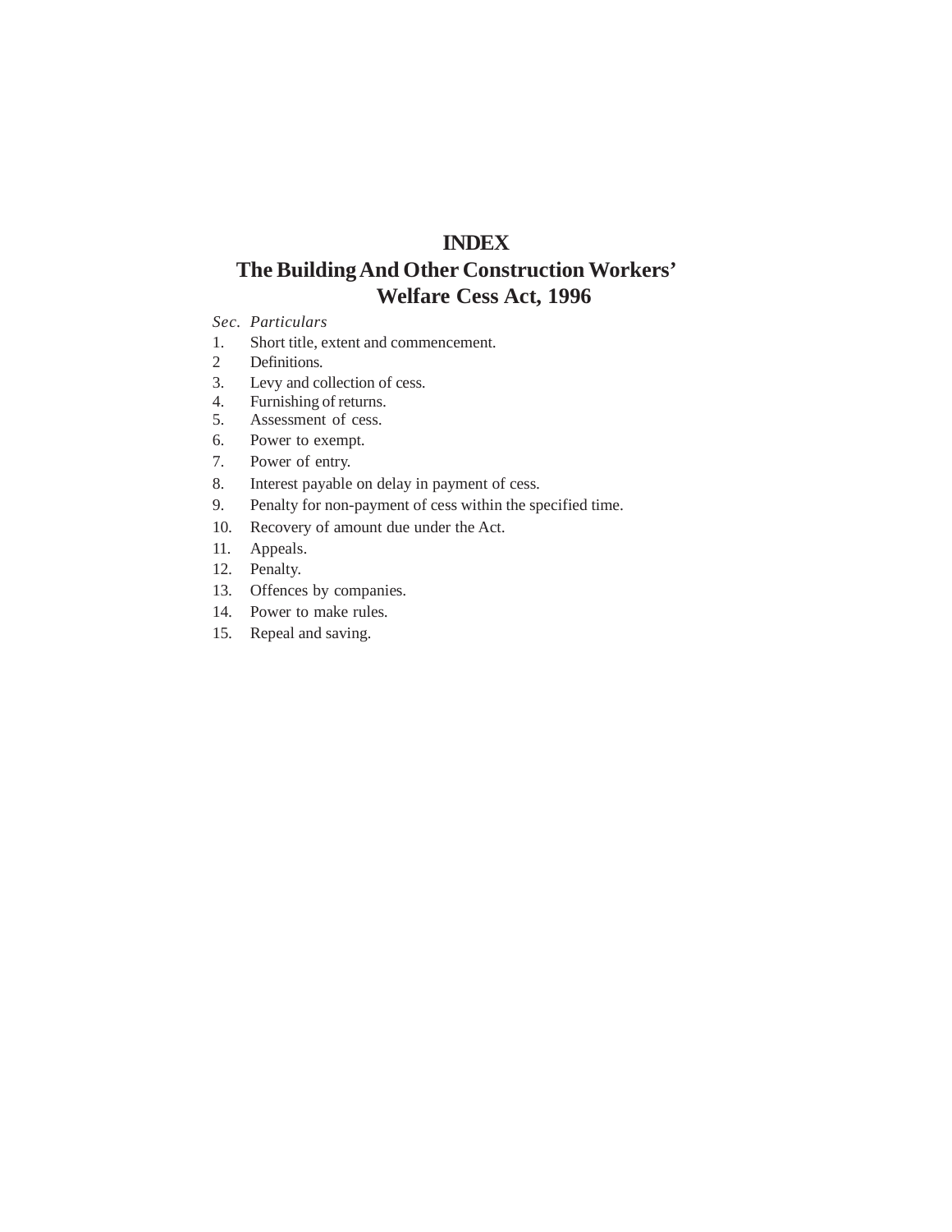# INDEX

## The Building And Other Construction Workers' Welfare Cess Act, 1996

*Sec. Particulars*

1. Short title, extent and commencement.
2. Definitions.
3. Levy and collection of cess.
4. Furnishing of returns.
5. Assessment of cess.
6. Power to exempt.
7. Power of entry.
8. Interest payable on delay in payment of cess.
9. Penalty for non-payment of cess within the specified time.
10. Recovery of amount due under the Act.
11. Appeals.
12. Penalty.
13. Offences by companies.
14. Power to make rules.
15. Repeal and saving.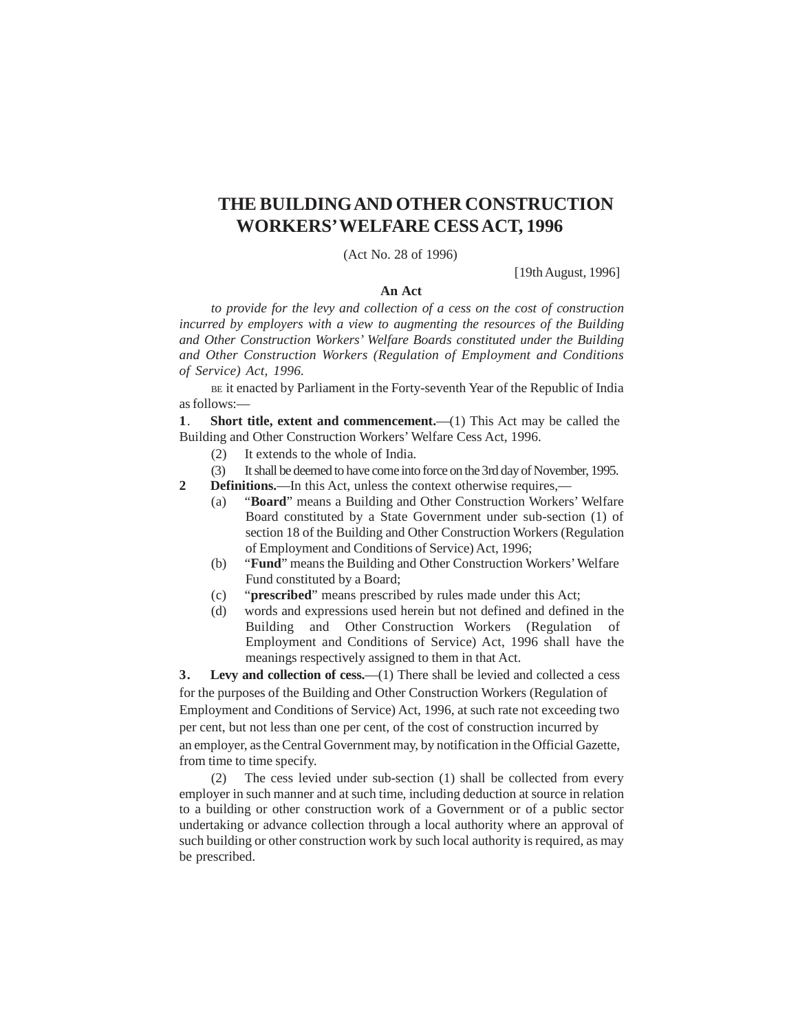# THE BUILDING AND OTHER CONSTRUCTION WORKERS' WELFARE CESS ACT, 1996

(Act No. 28 of 1996)

[19th August, 1996]

**An Act**

*to provide for the levy and collection of a cess on the cost of construction incurred by employers with a view to augmenting the resources of the Building and Other Construction Workers' Welfare Boards constituted under the Building and Other Construction Workers (Regulation of Employment and Conditions of Service) Act, 1996.*

BE it enacted by Parliament in the Forty-seventh Year of the Republic of India as follows:—

**1**. **Short title, extent and commencement.**—(1) This Act may be called the Building and Other Construction Workers' Welfare Cess Act, 1996.

(2) It extends to the whole of India.

(3) It shall be deemed to have come into force on the 3rd day of November, 1995.

**2** **Definitions.**—In this Act, unless the context otherwise requires,—

(a) "**Board**" means a Building and Other Construction Workers' Welfare Board constituted by a State Government under sub-section (1) of section 18 of the Building and Other Construction Workers (Regulation of Employment and Conditions of Service) Act, 1996;

(b) "**Fund**" means the Building and Other Construction Workers' Welfare Fund constituted by a Board;

(c) "**prescribed**" means prescribed by rules made under this Act;

(d) words and expressions used herein but not defined and defined in the Building and Other Construction Workers (Regulation of Employment and Conditions of Service) Act, 1996 shall have the meanings respectively assigned to them in that Act.

**3.** **Levy and collection of cess.**—(1) There shall be levied and collected a cess for the purposes of the Building and Other Construction Workers (Regulation of Employment and Conditions of Service) Act, 1996, at such rate not exceeding two per cent, but not less than one per cent, of the cost of construction incurred by an employer, as the Central Government may, by notification in the Official Gazette, from time to time specify.

(2) The cess levied under sub-section (1) shall be collected from every employer in such manner and at such time, including deduction at source in relation to a building or other construction work of a Government or of a public sector undertaking or advance collection through a local authority where an approval of such building or other construction work by such local authority is required, as may be prescribed.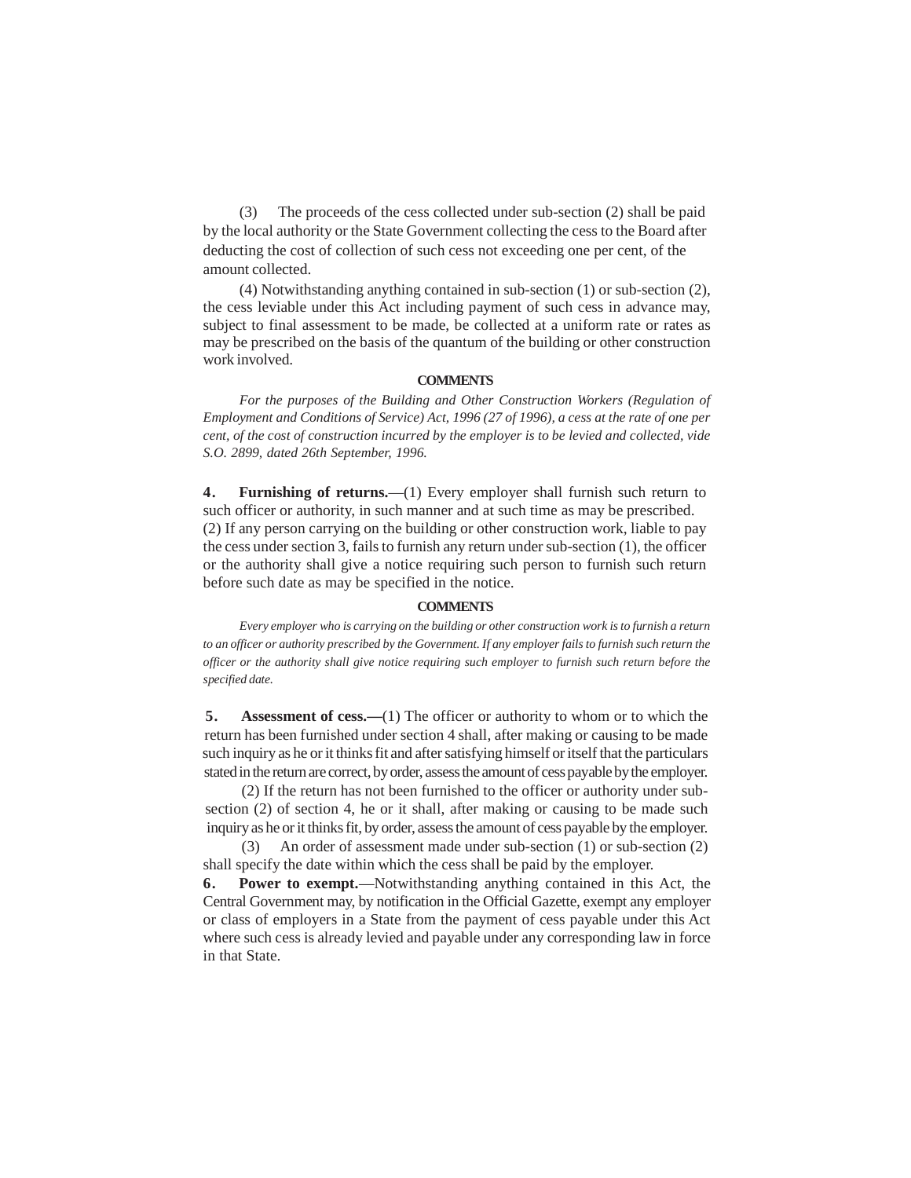(3) The proceeds of the cess collected under sub-section (2) shall be paid by the local authority or the State Government collecting the cess to the Board after deducting the cost of collection of such cess not exceeding one per cent, of the amount collected.

(4) Notwithstanding anything contained in sub-section (1) or sub-section (2), the cess leviable under this Act including payment of such cess in advance may, subject to final assessment to be made, be collected at a uniform rate or rates as may be prescribed on the basis of the quantum of the building or other construction work involved.

**COMMENTS**

*For the purposes of the Building and Other Construction Workers (Regulation of Employment and Conditions of Service) Act, 1996 (27 of 1996), a cess at the rate of one per cent, of the cost of construction incurred by the employer is to be levied and collected, vide S.O. 2899, dated 26th September, 1996.*

**4. Furnishing of returns.**—(1) Every employer shall furnish such return to such officer or authority, in such manner and at such time as may be prescribed.
(2) If any person carrying on the building or other construction work, liable to pay the cess under section 3, fails to furnish any return under sub-section (1), the officer or the authority shall give a notice requiring such person to furnish such return before such date as may be specified in the notice.

**COMMENTS**

*Every employer who is carrying on the building or other construction work is to furnish a return to an officer or authority prescribed by the Government. If any employer fails to furnish such return the officer or the authority shall give notice requiring such employer to furnish such return before the specified date.*

**5. Assessment of cess.—**(1) The officer or authority to whom or to which the return has been furnished under section 4 shall, after making or causing to be made such inquiry as he or it thinks fit and after satisfying himself or itself that the particulars stated in the return are correct, by order, assess the amount of cess payable by the employer.

(2) If the return has not been furnished to the officer or authority under sub-section (2) of section 4, he or it shall, after making or causing to be made such inquiry as he or it thinks fit, by order, assess the amount of cess payable by the employer.

(3) An order of assessment made under sub-section (1) or sub-section (2) shall specify the date within which the cess shall be paid by the employer.

**6. Power to exempt.**—Notwithstanding anything contained in this Act, the Central Government may, by notification in the Official Gazette, exempt any employer or class of employers in a State from the payment of cess payable under this Act where such cess is already levied and payable under any corresponding law in force in that State.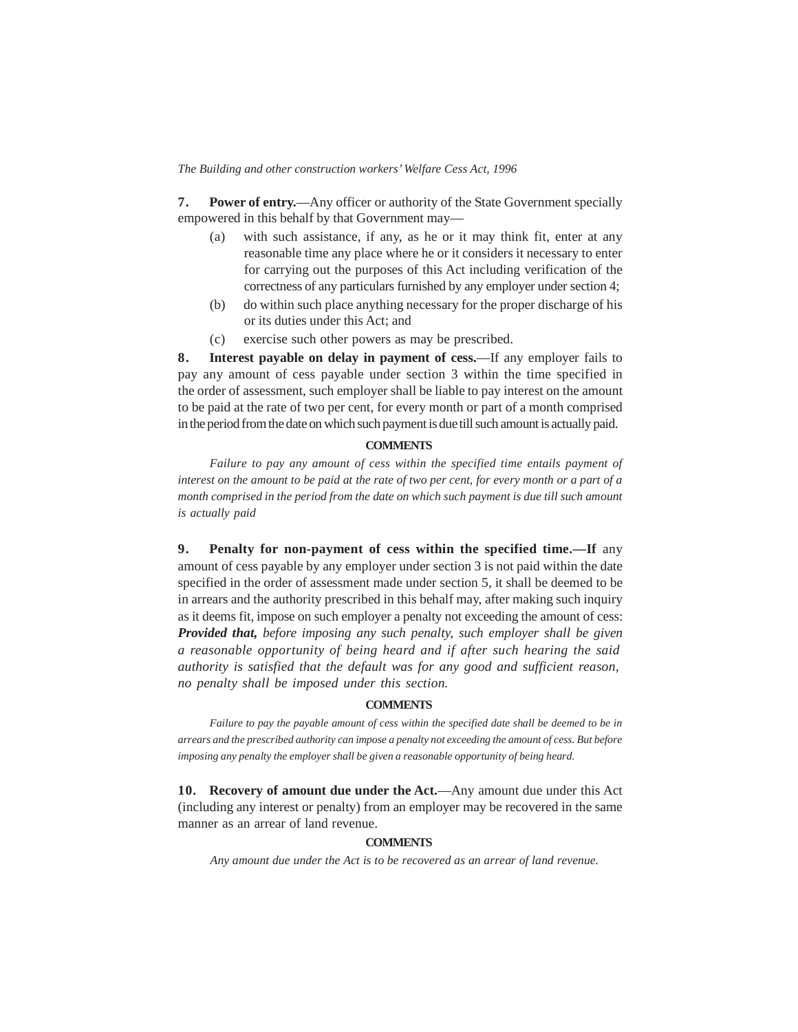**7. Power of entry.**—Any officer or authority of the State Government specially empowered in this behalf by that Government may—

(a) with such assistance, if any, as he or it may think fit, enter at any reasonable time any place where he or it considers it necessary to enter for carrying out the purposes of this Act including verification of the correctness of any particulars furnished by any employer under section 4;

(b) do within such place anything necessary for the proper discharge of his or its duties under this Act; and

(c) exercise such other powers as may be prescribed.

**8. Interest payable on delay in payment of cess.**—If any employer fails to pay any amount of cess payable under section 3 within the time specified in the order of assessment, such employer shall be liable to pay interest on the amount to be paid at the rate of two per cent, for every month or part of a month comprised in the period from the date on which such payment is due till such amount is actually paid.

**COMMENTS**

*Failure to pay any amount of cess within the specified time entails payment of interest on the amount to be paid at the rate of two per cent, for every month or a part of a month comprised in the period from the date on which such payment is due till such amount is actually paid*

**9. Penalty for non-payment of cess within the specified time.—If** any amount of cess payable by any employer under section 3 is not paid within the date specified in the order of assessment made under section 5, it shall be deemed to be in arrears and the authority prescribed in this behalf may, after making such inquiry as it deems fit, impose on such employer a penalty not exceeding the amount of cess:

***Provided that,*** *before imposing any such penalty, such employer shall be given a reasonable opportunity of being heard and if after such hearing the said authority is satisfied that the default was for any good and sufficient reason, no penalty shall be imposed under this section.*

**COMMENTS**

*Failure to pay the payable amount of cess within the specified date shall be deemed to be in arrears and the prescribed authority can impose a penalty not exceeding the amount of cess. But before imposing any penalty the employer shall be given a reasonable opportunity of being heard.*

**10. Recovery of amount due under the Act.**—Any amount due under this Act (including any interest or penalty) from an employer may be recovered in the same manner as an arrear of land revenue.

**COMMENTS**

*Any amount due under the Act is to be recovered as an arrear of land revenue.*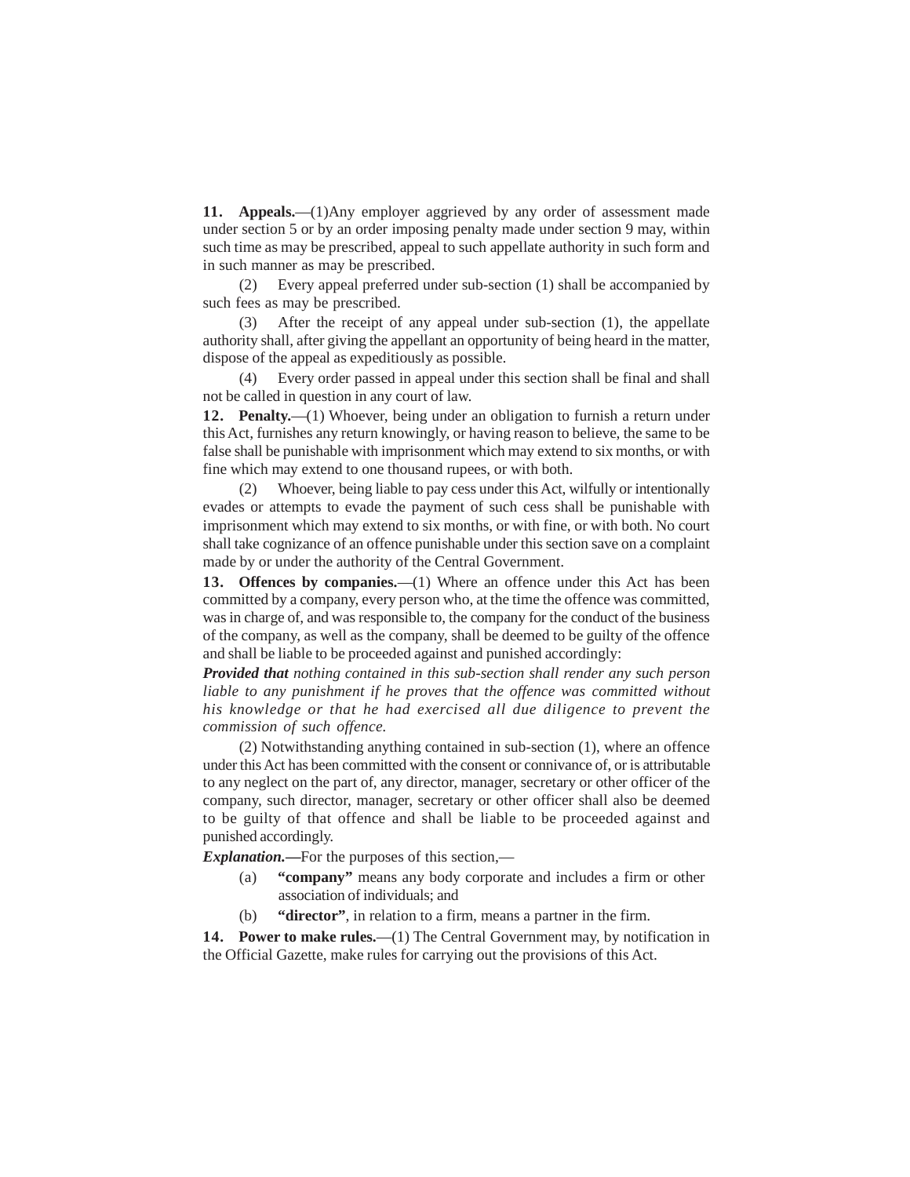**11. Appeals.**—(1)Any employer aggrieved by any order of assessment made under section 5 or by an order imposing penalty made under section 9 may, within such time as may be prescribed, appeal to such appellate authority in such form and in such manner as may be prescribed.

(2) Every appeal preferred under sub-section (1) shall be accompanied by such fees as may be prescribed.

(3) After the receipt of any appeal under sub-section (1), the appellate authority shall, after giving the appellant an opportunity of being heard in the matter, dispose of the appeal as expeditiously as possible.

(4) Every order passed in appeal under this section shall be final and shall not be called in question in any court of law.

**12. Penalty.**—(1) Whoever, being under an obligation to furnish a return under this Act, furnishes any return knowingly, or having reason to believe, the same to be false shall be punishable with imprisonment which may extend to six months, or with fine which may extend to one thousand rupees, or with both.

(2) Whoever, being liable to pay cess under this Act, wilfully or intentionally evades or attempts to evade the payment of such cess shall be punishable with imprisonment which may extend to six months, or with fine, or with both. No court shall take cognizance of an offence punishable under this section save on a complaint made by or under the authority of the Central Government.

**13. Offences by companies.**—(1) Where an offence under this Act has been committed by a company, every person who, at the time the offence was committed, was in charge of, and was responsible to, the company for the conduct of the business of the company, as well as the company, shall be deemed to be guilty of the offence and shall be liable to be proceeded against and punished accordingly:

***Provided that*** *nothing contained in this sub-section shall render any such person liable to any punishment if he proves that the offence was committed without his knowledge or that he had exercised all due diligence to prevent the commission of such offence.*

(2) Notwithstanding anything contained in sub-section (1), where an offence under this Act has been committed with the consent or connivance of, or is attributable to any neglect on the part of, any director, manager, secretary or other officer of the company, such director, manager, secretary or other officer shall also be deemed to be guilty of that offence and shall be liable to be proceeded against and punished accordingly.

***Explanation.*****—**For the purposes of this section,—

(a) **"company"** means any body corporate and includes a firm or other association of individuals; and

(b) **"director"**, in relation to a firm, means a partner in the firm.

**14. Power to make rules.**—(1) The Central Government may, by notification in the Official Gazette, make rules for carrying out the provisions of this Act.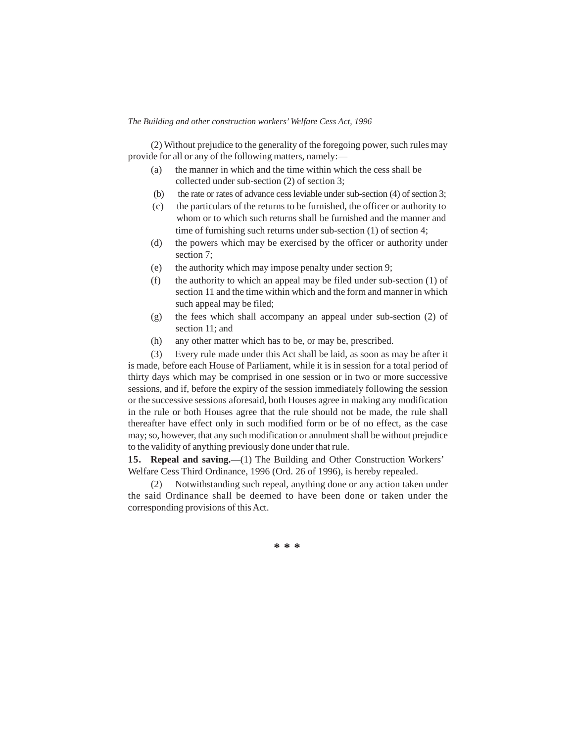(2) Without prejudice to the generality of the foregoing power, such rules may provide for all or any of the following matters, namely:—

(a) the manner in which and the time within which the cess shall be collected under sub-section (2) of section 3;

(b) the rate or rates of advance cess leviable under sub-section (4) of section 3;

(c) the particulars of the returns to be furnished, the officer or authority to whom or to which such returns shall be furnished and the manner and time of furnishing such returns under sub-section (1) of section 4;

(d) the powers which may be exercised by the officer or authority under section 7;

(e) the authority which may impose penalty under section 9;

(f) the authority to which an appeal may be filed under sub-section (1) of section 11 and the time within which and the form and manner in which such appeal may be filed;

(g) the fees which shall accompany an appeal under sub-section (2) of section 11; and

(h) any other matter which has to be, or may be, prescribed.

(3) Every rule made under this Act shall be laid, as soon as may be after it is made, before each House of Parliament, while it is in session for a total period of thirty days which may be comprised in one session or in two or more successive sessions, and if, before the expiry of the session immediately following the session or the successive sessions aforesaid, both Houses agree in making any modification in the rule or both Houses agree that the rule should not be made, the rule shall thereafter have effect only in such modified form or be of no effect, as the case may; so, however, that any such modification or annulment shall be without prejudice to the validity of anything previously done under that rule.

**15. Repeal and saving.**—(1) The Building and Other Construction Workers' Welfare Cess Third Ordinance, 1996 (Ord. 26 of 1996), is hereby repealed.

(2) Notwithstanding such repeal, anything done or any action taken under the said Ordinance shall be deemed to have been done or taken under the corresponding provisions of this Act.

* * *